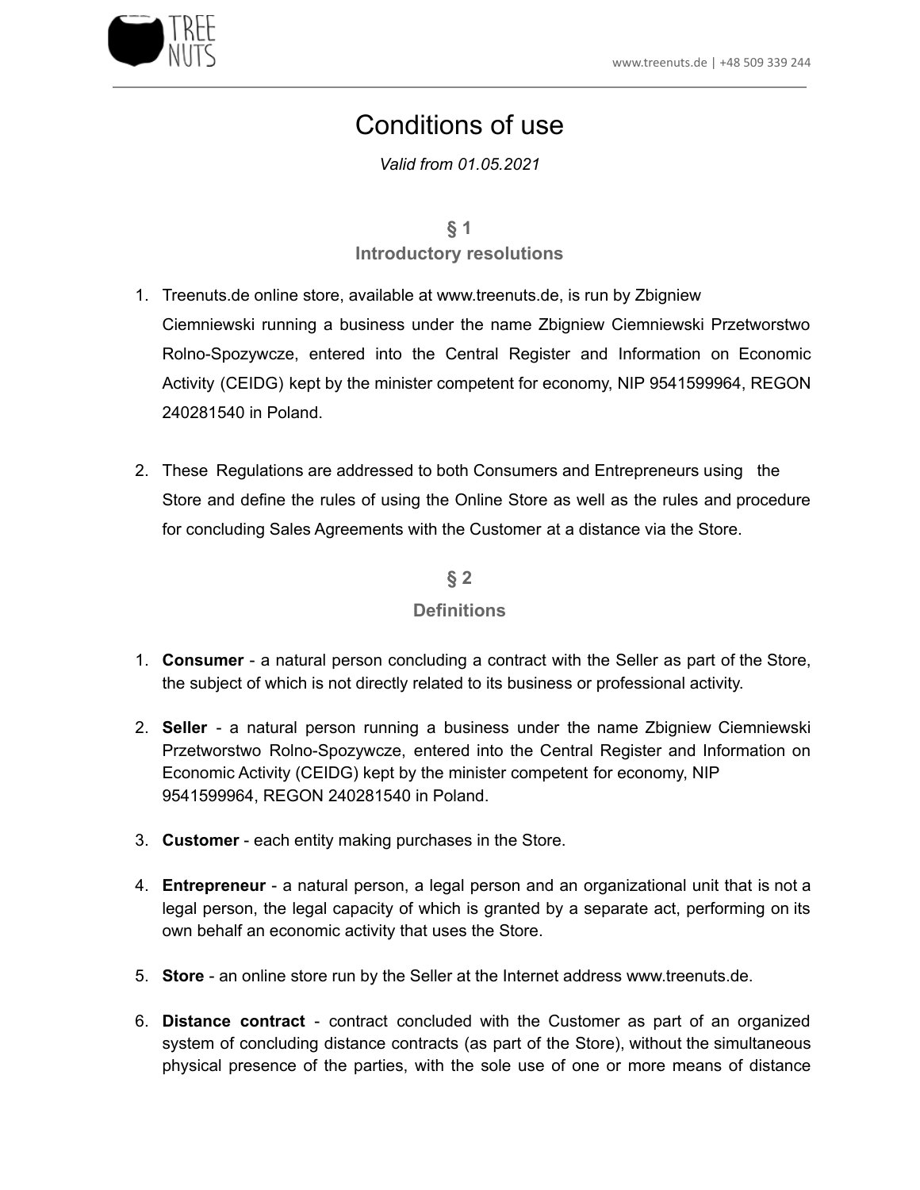# Conditions of use

*Valid from 01.05.2021*

## § 1
## Introductory resolutions

1. Treenuts.de online store, available at www.treenuts.de, is run by Zbigniew Ciemniewski running a business under the name Zbigniew Ciemniewski Przetworstwo Rolno-Spozywcze, entered into the Central Register and Information on Economic Activity (CEIDG) kept by the minister competent for economy, NIP 9541599964, REGON 240281540 in Poland.

2. These Regulations are addressed to both Consumers and Entrepreneurs using the Store and define the rules of using the Online Store as well as the rules and procedure for concluding Sales Agreements with the Customer at a distance via the Store.

## § 2
## Definitions

1. **Consumer** - a natural person concluding a contract with the Seller as part of the Store, the subject of which is not directly related to its business or professional activity.

2. **Seller** - a natural person running a business under the name Zbigniew Ciemniewski Przetworstwo Rolno-Spozywcze, entered into the Central Register and Information on Economic Activity (CEIDG) kept by the minister competent for economy, NIP 9541599964, REGON 240281540 in Poland.

3. **Customer** - each entity making purchases in the Store.

4. **Entrepreneur** - a natural person, a legal person and an organizational unit that is not a legal person, the legal capacity of which is granted by a separate act, performing on its own behalf an economic activity that uses the Store.

5. **Store** - an online store run by the Seller at the Internet address www.treenuts.de.

6. **Distance contract** - contract concluded with the Customer as part of an organized system of concluding distance contracts (as part of the Store), without the simultaneous physical presence of the parties, with the sole use of one or more means of distance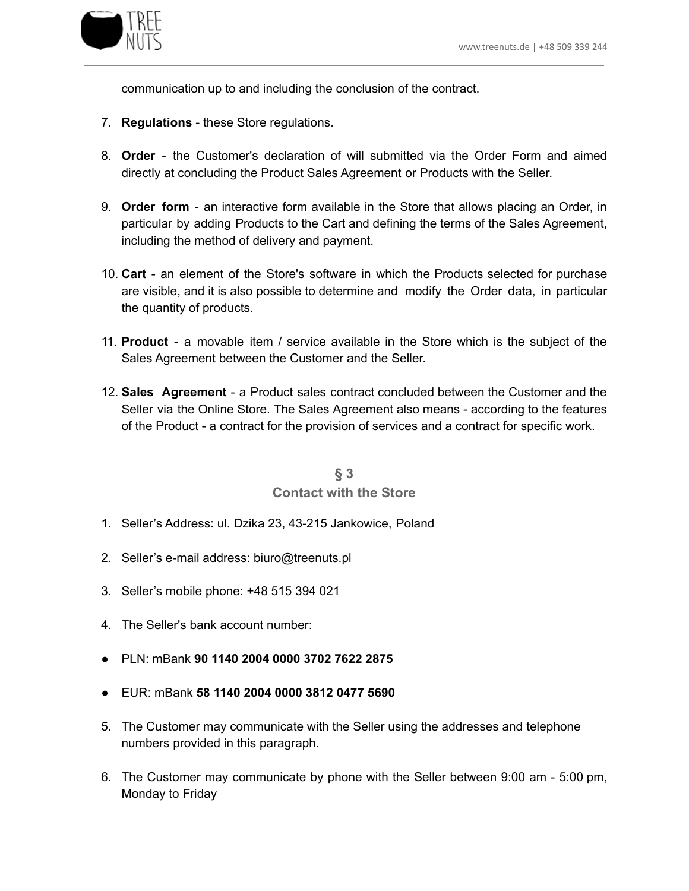communication up to and including the conclusion of the contract.

7. **Regulations** - these Store regulations.

8. **Order** - the Customer's declaration of will submitted via the Order Form and aimed directly at concluding the Product Sales Agreement or Products with the Seller.

9. **Order form** - an interactive form available in the Store that allows placing an Order, in particular by adding Products to the Cart and defining the terms of the Sales Agreement, including the method of delivery and payment.

10. **Cart** - an element of the Store's software in which the Products selected for purchase are visible, and it is also possible to determine and modify the Order data, in particular the quantity of products.

11. **Product** - a movable item / service available in the Store which is the subject of the Sales Agreement between the Customer and the Seller.

12. **Sales Agreement** - a Product sales contract concluded between the Customer and the Seller via the Online Store. The Sales Agreement also means - according to the features of the Product - a contract for the provision of services and a contract for specific work.

## § 3
## Contact with the Store

1. Seller's Address: ul. Dzika 23, 43-215 Jankowice, Poland

2. Seller's e-mail address: biuro@treenuts.pl

3. Seller's mobile phone: +48 515 394 021

4. The Seller's bank account number:

- PLN: mBank **90 1140 2004 0000 3702 7622 2875**

- EUR: mBank **58 1140 2004 0000 3812 0477 5690**

5. The Customer may communicate with the Seller using the addresses and telephone numbers provided in this paragraph.

6. The Customer may communicate by phone with the Seller between 9:00 am - 5:00 pm, Monday to Friday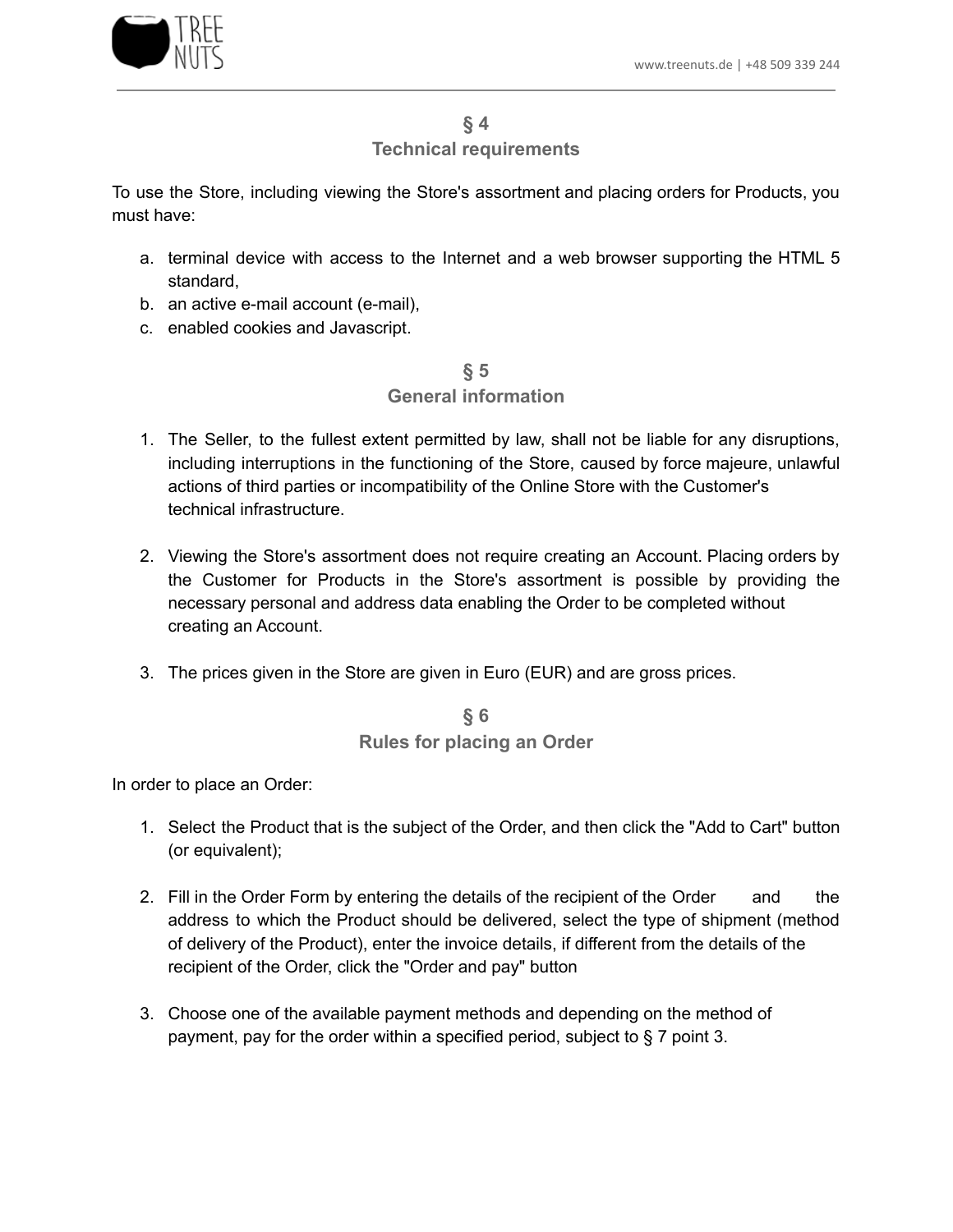## § 4
## Technical requirements

To use the Store, including viewing the Store's assortment and placing orders for Products, you must have:

a. terminal device with access to the Internet and a web browser supporting the HTML 5 standard,
b. an active e-mail account (e-mail),
c. enabled cookies and Javascript.

## § 5
## General information

1. The Seller, to the fullest extent permitted by law, shall not be liable for any disruptions, including interruptions in the functioning of the Store, caused by force majeure, unlawful actions of third parties or incompatibility of the Online Store with the Customer's technical infrastructure.

2. Viewing the Store's assortment does not require creating an Account. Placing orders by the Customer for Products in the Store's assortment is possible by providing the necessary personal and address data enabling the Order to be completed without creating an Account.

3. The prices given in the Store are given in Euro (EUR) and are gross prices.

## § 6
## Rules for placing an Order

In order to place an Order:

1. Select the Product that is the subject of the Order, and then click the "Add to Cart" button (or equivalent);

2. Fill in the Order Form by entering the details of the recipient of the Order and the address to which the Product should be delivered, select the type of shipment (method of delivery of the Product), enter the invoice details, if different from the details of the recipient of the Order, click the "Order and pay" button

3. Choose one of the available payment methods and depending on the method of payment, pay for the order within a specified period, subject to § 7 point 3.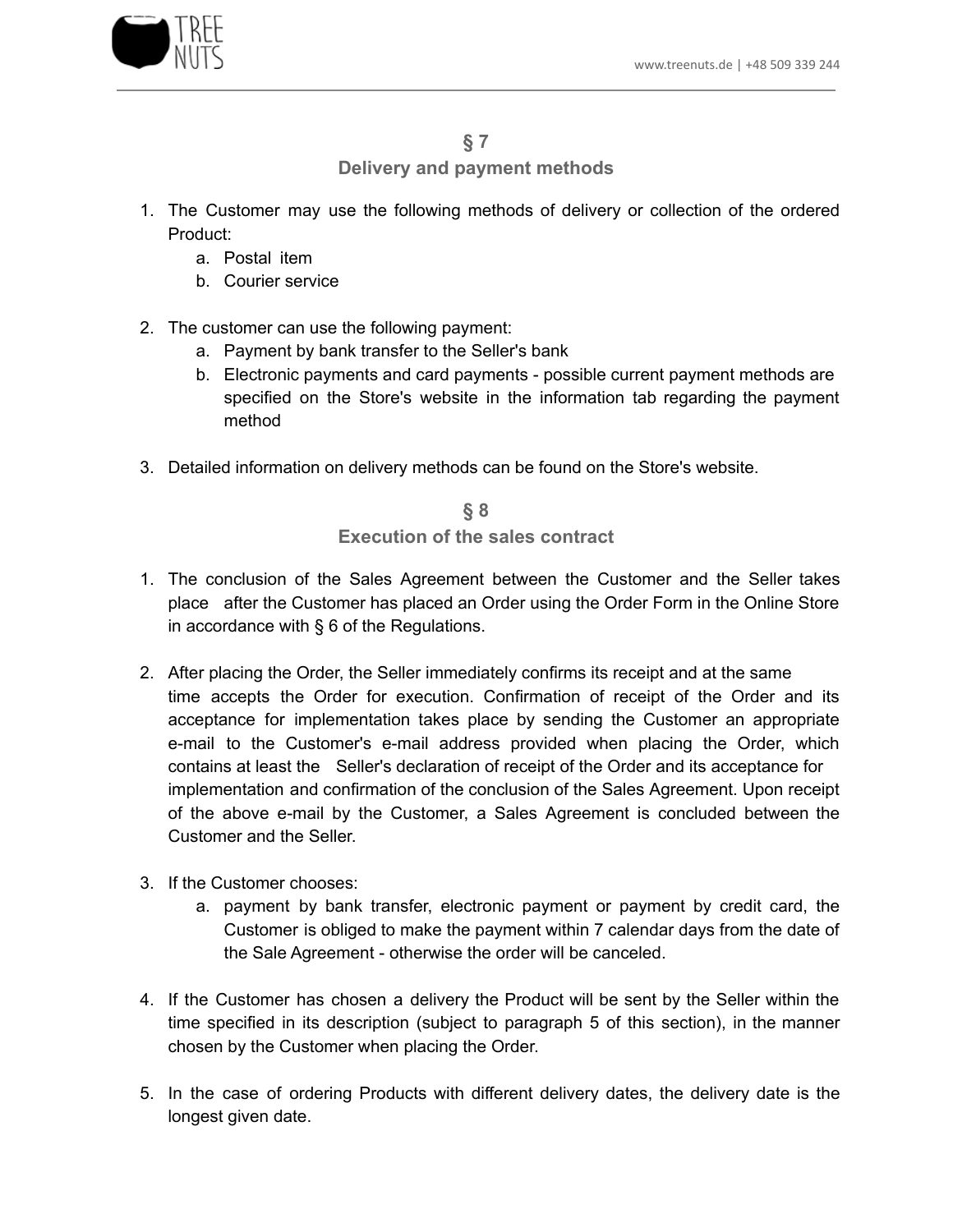## § 7
## Delivery and payment methods

1. The Customer may use the following methods of delivery or collection of the ordered Product:
   a. Postal item
   b. Courier service

2. The customer can use the following payment:
   a. Payment by bank transfer to the Seller's bank
   b. Electronic payments and card payments - possible current payment methods are specified on the Store's website in the information tab regarding the payment method

3. Detailed information on delivery methods can be found on the Store's website.

## § 8
## Execution of the sales contract

1. The conclusion of the Sales Agreement between the Customer and the Seller takes place after the Customer has placed an Order using the Order Form in the Online Store in accordance with § 6 of the Regulations.

2. After placing the Order, the Seller immediately confirms its receipt and at the same time accepts the Order for execution. Confirmation of receipt of the Order and its acceptance for implementation takes place by sending the Customer an appropriate e-mail to the Customer's e-mail address provided when placing the Order, which contains at least the Seller's declaration of receipt of the Order and its acceptance for implementation and confirmation of the conclusion of the Sales Agreement. Upon receipt of the above e-mail by the Customer, a Sales Agreement is concluded between the Customer and the Seller.

3. If the Customer chooses:
   a. payment by bank transfer, electronic payment or payment by credit card, the Customer is obliged to make the payment within 7 calendar days from the date of the Sale Agreement - otherwise the order will be canceled.

4. If the Customer has chosen a delivery the Product will be sent by the Seller within the time specified in its description (subject to paragraph 5 of this section), in the manner chosen by the Customer when placing the Order.

5. In the case of ordering Products with different delivery dates, the delivery date is the longest given date.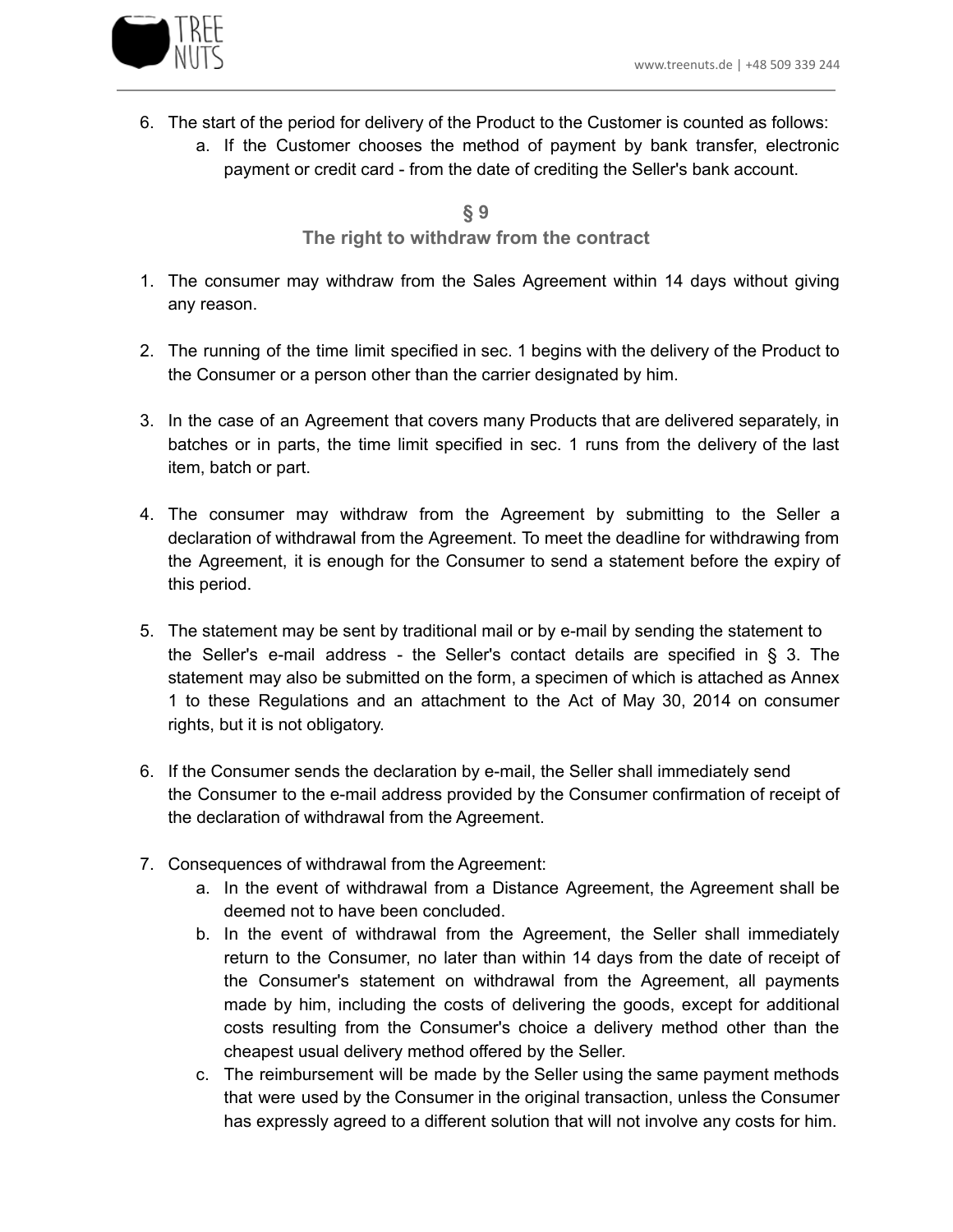6. The start of the period for delivery of the Product to the Customer is counted as follows:
   a. If the Customer chooses the method of payment by bank transfer, electronic payment or credit card - from the date of crediting the Seller's bank account.

## § 9
## The right to withdraw from the contract

1. The consumer may withdraw from the Sales Agreement within 14 days without giving any reason.

2. The running of the time limit specified in sec. 1 begins with the delivery of the Product to the Consumer or a person other than the carrier designated by him.

3. In the case of an Agreement that covers many Products that are delivered separately, in batches or in parts, the time limit specified in sec. 1 runs from the delivery of the last item, batch or part.

4. The consumer may withdraw from the Agreement by submitting to the Seller a declaration of withdrawal from the Agreement. To meet the deadline for withdrawing from the Agreement, it is enough for the Consumer to send a statement before the expiry of this period.

5. The statement may be sent by traditional mail or by e-mail by sending the statement to the Seller's e-mail address - the Seller's contact details are specified in § 3. The statement may also be submitted on the form, a specimen of which is attached as Annex 1 to these Regulations and an attachment to the Act of May 30, 2014 on consumer rights, but it is not obligatory.

6. If the Consumer sends the declaration by e-mail, the Seller shall immediately send the Consumer to the e-mail address provided by the Consumer confirmation of receipt of the declaration of withdrawal from the Agreement.

7. Consequences of withdrawal from the Agreement:
   a. In the event of withdrawal from a Distance Agreement, the Agreement shall be deemed not to have been concluded.
   b. In the event of withdrawal from the Agreement, the Seller shall immediately return to the Consumer, no later than within 14 days from the date of receipt of the Consumer's statement on withdrawal from the Agreement, all payments made by him, including the costs of delivering the goods, except for additional costs resulting from the Consumer's choice a delivery method other than the cheapest usual delivery method offered by the Seller.
   c. The reimbursement will be made by the Seller using the same payment methods that were used by the Consumer in the original transaction, unless the Consumer has expressly agreed to a different solution that will not involve any costs for him.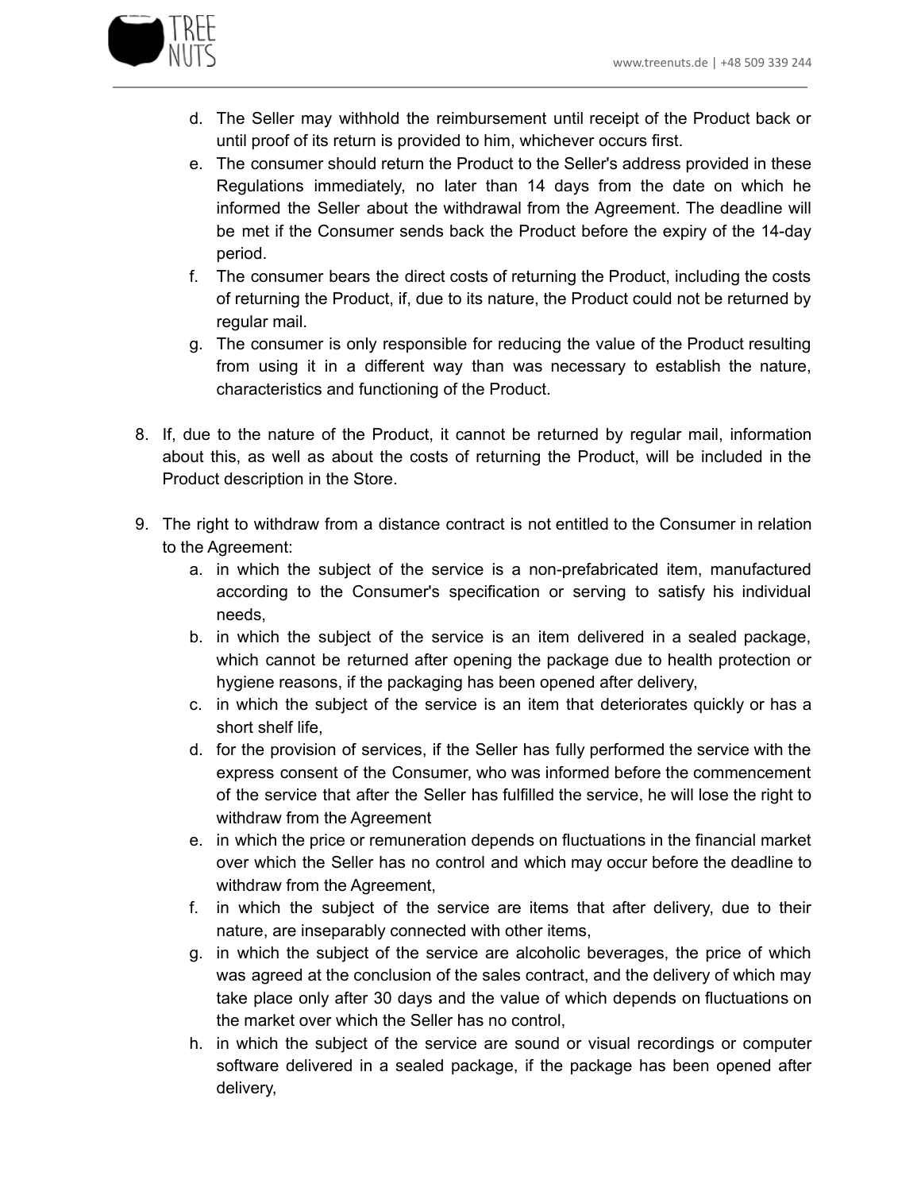d. The Seller may withhold the reimbursement until receipt of the Product back or until proof of its return is provided to him, whichever occurs first.
e. The consumer should return the Product to the Seller's address provided in these Regulations immediately, no later than 14 days from the date on which he informed the Seller about the withdrawal from the Agreement. The deadline will be met if the Consumer sends back the Product before the expiry of the 14-day period.
f. The consumer bears the direct costs of returning the Product, including the costs of returning the Product, if, due to its nature, the Product could not be returned by regular mail.
g. The consumer is only responsible for reducing the value of the Product resulting from using it in a different way than was necessary to establish the nature, characteristics and functioning of the Product.

8. If, due to the nature of the Product, it cannot be returned by regular mail, information about this, as well as about the costs of returning the Product, will be included in the Product description in the Store.

9. The right to withdraw from a distance contract is not entitled to the Consumer in relation to the Agreement:
   a. in which the subject of the service is a non-prefabricated item, manufactured according to the Consumer's specification or serving to satisfy his individual needs,
   b. in which the subject of the service is an item delivered in a sealed package, which cannot be returned after opening the package due to health protection or hygiene reasons, if the packaging has been opened after delivery,
   c. in which the subject of the service is an item that deteriorates quickly or has a short shelf life,
   d. for the provision of services, if the Seller has fully performed the service with the express consent of the Consumer, who was informed before the commencement of the service that after the Seller has fulfilled the service, he will lose the right to withdraw from the Agreement
   e. in which the price or remuneration depends on fluctuations in the financial market over which the Seller has no control and which may occur before the deadline to withdraw from the Agreement,
   f. in which the subject of the service are items that after delivery, due to their nature, are inseparably connected with other items,
   g. in which the subject of the service are alcoholic beverages, the price of which was agreed at the conclusion of the sales contract, and the delivery of which may take place only after 30 days and the value of which depends on fluctuations on the market over which the Seller has no control,
   h. in which the subject of the service are sound or visual recordings or computer software delivered in a sealed package, if the package has been opened after delivery,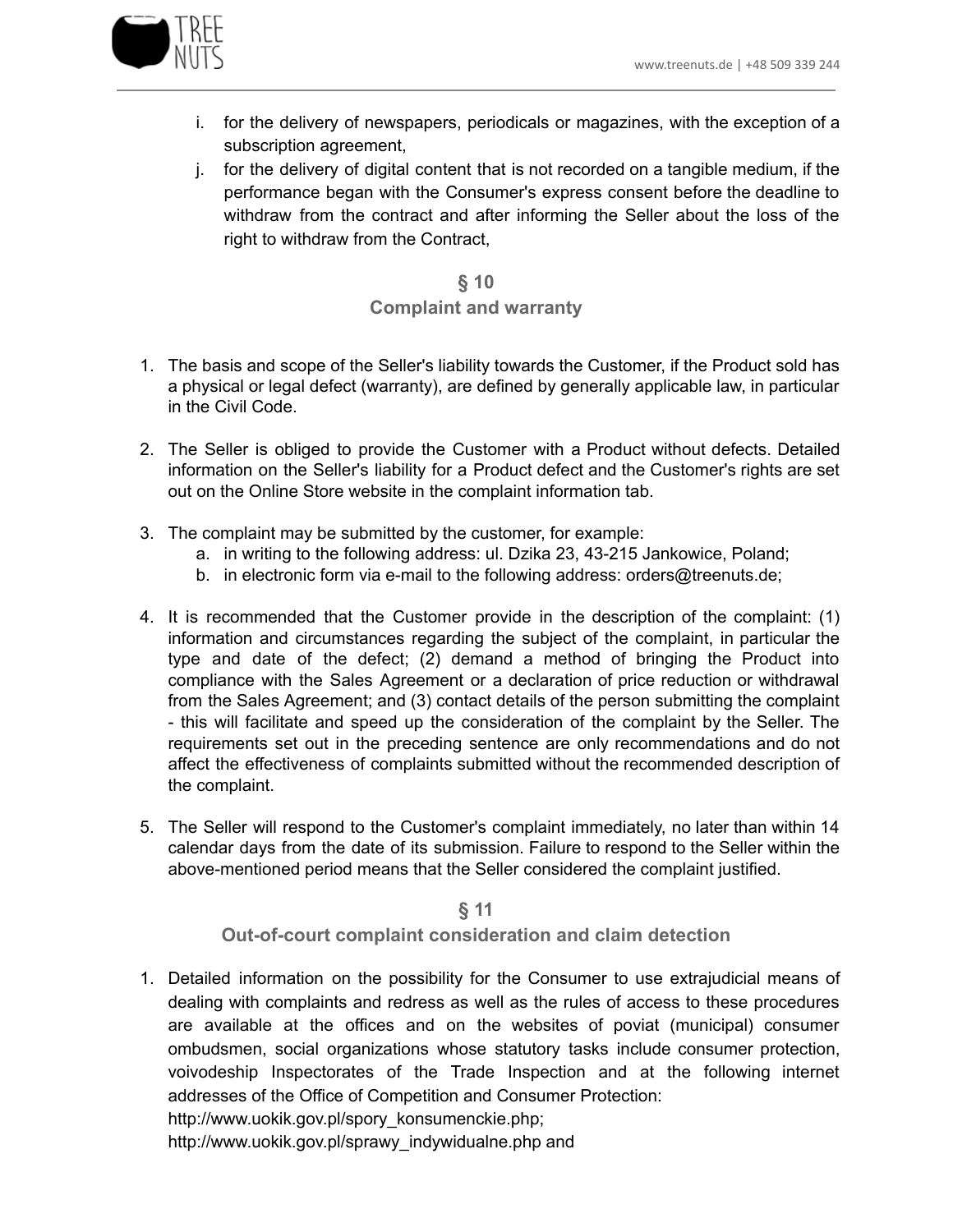i. for the delivery of newspapers, periodicals or magazines, with the exception of a subscription agreement,
j. for the delivery of digital content that is not recorded on a tangible medium, if the performance began with the Consumer's express consent before the deadline to withdraw from the contract and after informing the Seller about the loss of the right to withdraw from the Contract,

## § 10
## Complaint and warranty

1. The basis and scope of the Seller's liability towards the Customer, if the Product sold has a physical or legal defect (warranty), are defined by generally applicable law, in particular in the Civil Code.

2. The Seller is obliged to provide the Customer with a Product without defects. Detailed information on the Seller's liability for a Product defect and the Customer's rights are set out on the Online Store website in the complaint information tab.

3. The complaint may be submitted by the customer, for example:
   a. in writing to the following address: ul. Dzika 23, 43-215 Jankowice, Poland;
   b. in electronic form via e-mail to the following address: orders@treenuts.de;

4. It is recommended that the Customer provide in the description of the complaint: (1) information and circumstances regarding the subject of the complaint, in particular the type and date of the defect; (2) demand a method of bringing the Product into compliance with the Sales Agreement or a declaration of price reduction or withdrawal from the Sales Agreement; and (3) contact details of the person submitting the complaint - this will facilitate and speed up the consideration of the complaint by the Seller. The requirements set out in the preceding sentence are only recommendations and do not affect the effectiveness of complaints submitted without the recommended description of the complaint.

5. The Seller will respond to the Customer's complaint immediately, no later than within 14 calendar days from the date of its submission. Failure to respond to the Seller within the above-mentioned period means that the Seller considered the complaint justified.

## § 11
## Out-of-court complaint consideration and claim detection

1. Detailed information on the possibility for the Consumer to use extrajudicial means of dealing with complaints and redress as well as the rules of access to these procedures are available at the offices and on the websites of poviat (municipal) consumer ombudsmen, social organizations whose statutory tasks include consumer protection, voivodeship Inspectorates of the Trade Inspection and at the following internet addresses of the Office of Competition and Consumer Protection:
   http://www.uokik.gov.pl/spory_konsumenckie.php;
   http://www.uokik.gov.pl/sprawy_indywidualne.php and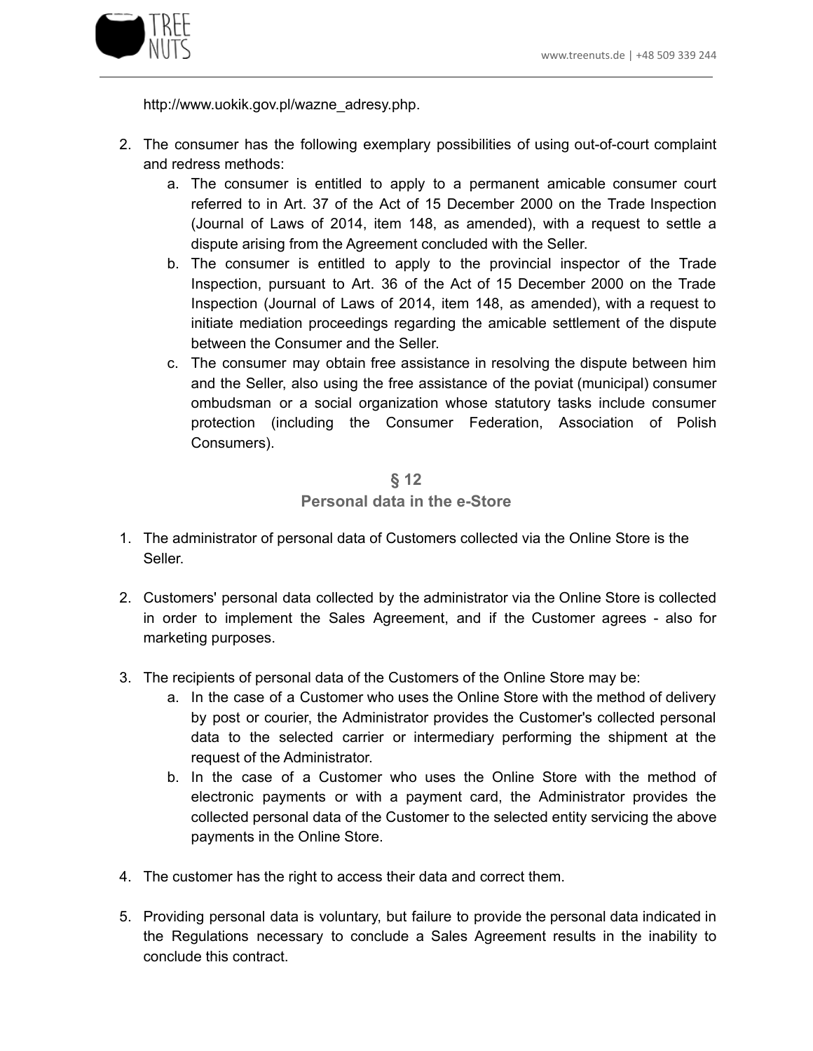http://www.uokik.gov.pl/wazne_adresy.php.

2. The consumer has the following exemplary possibilities of using out-of-court complaint and redress methods:
    a. The consumer is entitled to apply to a permanent amicable consumer court referred to in Art. 37 of the Act of 15 December 2000 on the Trade Inspection (Journal of Laws of 2014, item 148, as amended), with a request to settle a dispute arising from the Agreement concluded with the Seller.
    b. The consumer is entitled to apply to the provincial inspector of the Trade Inspection, pursuant to Art. 36 of the Act of 15 December 2000 on the Trade Inspection (Journal of Laws of 2014, item 148, as amended), with a request to initiate mediation proceedings regarding the amicable settlement of the dispute between the Consumer and the Seller.
    c. The consumer may obtain free assistance in resolving the dispute between him and the Seller, also using the free assistance of the poviat (municipal) consumer ombudsman or a social organization whose statutory tasks include consumer protection (including the Consumer Federation, Association of Polish Consumers).

## § 12
## Personal data in the e-Store

1. The administrator of personal data of Customers collected via the Online Store is the Seller.

2. Customers' personal data collected by the administrator via the Online Store is collected in order to implement the Sales Agreement, and if the Customer agrees - also for marketing purposes.

3. The recipients of personal data of the Customers of the Online Store may be:
    a. In the case of a Customer who uses the Online Store with the method of delivery by post or courier, the Administrator provides the Customer's collected personal data to the selected carrier or intermediary performing the shipment at the request of the Administrator.
    b. In the case of a Customer who uses the Online Store with the method of electronic payments or with a payment card, the Administrator provides the collected personal data of the Customer to the selected entity servicing the above payments in the Online Store.

4. The customer has the right to access their data and correct them.

5. Providing personal data is voluntary, but failure to provide the personal data indicated in the Regulations necessary to conclude a Sales Agreement results in the inability to conclude this contract.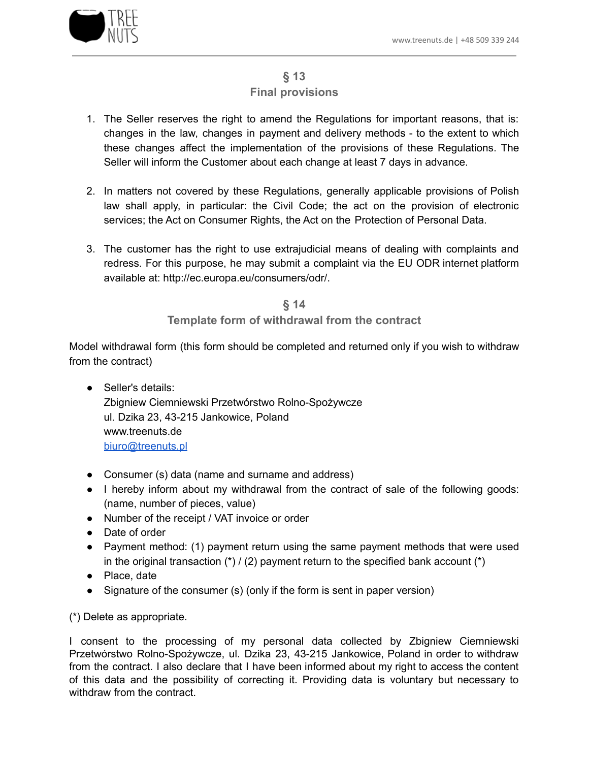## § 13
## Final provisions

1. The Seller reserves the right to amend the Regulations for important reasons, that is: changes in the law, changes in payment and delivery methods - to the extent to which these changes affect the implementation of the provisions of these Regulations. The Seller will inform the Customer about each change at least 7 days in advance.

2. In matters not covered by these Regulations, generally applicable provisions of Polish law shall apply, in particular: the Civil Code; the act on the provision of electronic services; the Act on Consumer Rights, the Act on the Protection of Personal Data.

3. The customer has the right to use extrajudicial means of dealing with complaints and redress. For this purpose, he may submit a complaint via the EU ODR internet platform available at: http://ec.europa.eu/consumers/odr/.

## § 14
## Template form of withdrawal from the contract

Model withdrawal form (this form should be completed and returned only if you wish to withdraw from the contract)

- Seller's details:
  Zbigniew Ciemniewski Przetwórstwo Rolno-Spożywcze
  ul. Dzika 23, 43-215 Jankowice, Poland
  www.treenuts.de
  biuro@treenuts.pl

- Consumer (s) data (name and surname and address)
- I hereby inform about my withdrawal from the contract of sale of the following goods: (name, number of pieces, value)
- Number of the receipt / VAT invoice or order
- Date of order
- Payment method: (1) payment return using the same payment methods that were used in the original transaction (*) / (2) payment return to the specified bank account (*)
- Place, date
- Signature of the consumer (s) (only if the form is sent in paper version)

(*) Delete as appropriate.

I consent to the processing of my personal data collected by Zbigniew Ciemniewski Przetwórstwo Rolno-Spożywcze, ul. Dzika 23, 43-215 Jankowice, Poland in order to withdraw from the contract. I also declare that I have been informed about my right to access the content of this data and the possibility of correcting it. Providing data is voluntary but necessary to withdraw from the contract.